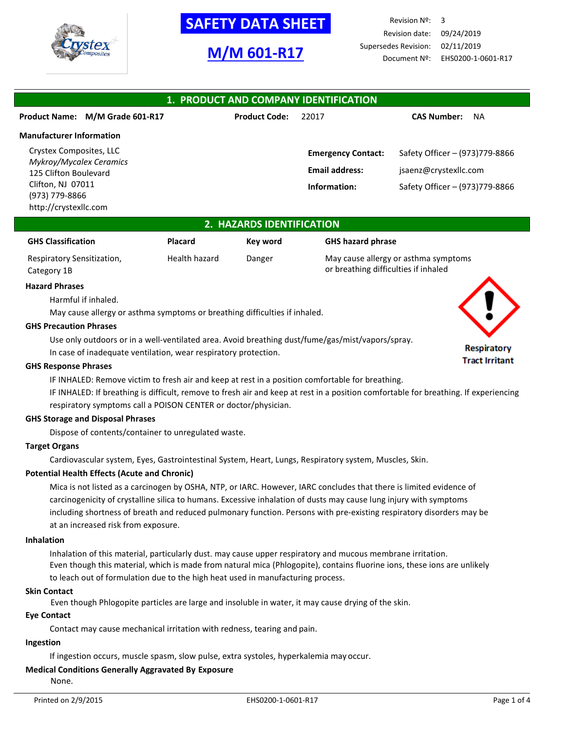# SAFETY DATA SHEET

## M/M 601-R17

| | |
|---|---|
| Revision Nº: | 3 |
| Revision date: | 09/24/2019 |
| Supersedes Revision: | 02/11/2019 |
| Document Nº: | EHS0200-1-0601-R17 |

## 1. PRODUCT AND COMPANY IDENTIFICATION

**Product Name:** M/M Grade 601-R17 **Product Code:** 22017 **CAS Number:** NA

**Manufacturer Information**

Crystex Composites, LLC
*Mykroy/Mycalex Ceramics*
125 Clifton Boulevard
Clifton, NJ 07011
(973) 779-8866
http://crystexllc.com

**Emergency Contact:** Safety Officer – (973)779-8866

**Email address:** jsaenz@crystexllc.com

**Information:** Safety Officer – (973)779-8866

## 2. HAZARDS IDENTIFICATION

| GHS Classification | Placard | Key word | GHS hazard phrase |
|---|---|---|---|
| Respiratory Sensitization, Category 1B | Health hazard | Danger | May cause allergy or asthma symptoms or breathing difficulties if inhaled |

Respiratory Tract Irritant

**Hazard Phrases**

Harmful if inhaled.
May cause allergy or asthma symptoms or breathing difficulties if inhaled.

**GHS Precaution Phrases**

Use only outdoors or in a well-ventilated area. Avoid breathing dust/fume/gas/mist/vapors/spray.
In case of inadequate ventilation, wear respiratory protection.

**GHS Response Phrases**

IF INHALED: Remove victim to fresh air and keep at rest in a position comfortable for breathing.
IF INHALED: If breathing is difficult, remove to fresh air and keep at rest in a position comfortable for breathing. If experiencing respiratory symptoms call a POISON CENTER or doctor/physician.

**GHS Storage and Disposal Phrases**

Dispose of contents/container to unregulated waste.

**Target Organs**

Cardiovascular system, Eyes, Gastrointestinal System, Heart, Lungs, Respiratory system, Muscles, Skin.

**Potential Health Effects (Acute and Chronic)**

Mica is not listed as a carcinogen by OSHA, NTP, or IARC. However, IARC concludes that there is limited evidence of carcinogenicity of crystalline silica to humans. Excessive inhalation of dusts may cause lung injury with symptoms including shortness of breath and reduced pulmonary function. Persons with pre-existing respiratory disorders may be at an increased risk from exposure.

**Inhalation**

Inhalation of this material, particularly dust. may cause upper respiratory and mucous membrane irritation.
Even though this material, which is made from natural mica (Phlogopite), contains fluorine ions, these ions are unlikely to leach out of formulation due to the high heat used in manufacturing process.

**Skin Contact**

Even though Phlogopite particles are large and insoluble in water, it may cause drying of the skin.

**Eye Contact**

Contact may cause mechanical irritation with redness, tearing and pain.

**Ingestion**

If ingestion occurs, muscle spasm, slow pulse, extra systoles, hyperkalemia may occur.

**Medical Conditions Generally Aggravated By Exposure**

None.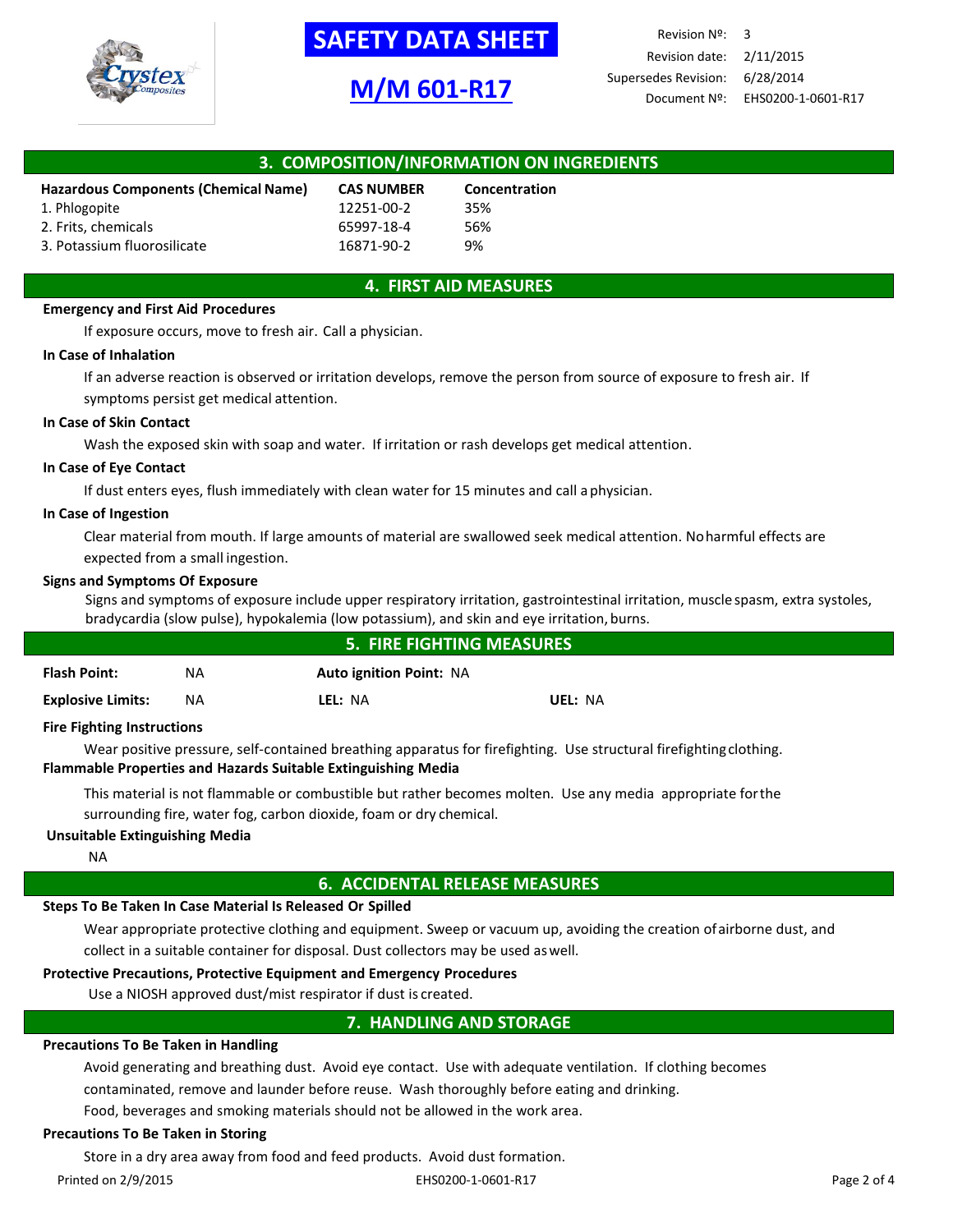## 3. COMPOSITION/INFORMATION ON INGREDIENTS

| Hazardous Components (Chemical Name) | CAS NUMBER | Concentration |
|---|---|---|
| 1. Phlogopite | 12251-00-2 | 35% |
| 2. Frits, chemicals | 65997-18-4 | 56% |
| 3. Potassium fluorosilicate | 16871-90-2 | 9% |

## 4. FIRST AID MEASURES

**Emergency and First Aid Procedures**

If exposure occurs, move to fresh air. Call a physician.

**In Case of Inhalation**

If an adverse reaction is observed or irritation develops, remove the person from source of exposure to fresh air. If symptoms persist get medical attention.

**In Case of Skin Contact**

Wash the exposed skin with soap and water. If irritation or rash develops get medical attention.

**In Case of Eye Contact**

If dust enters eyes, flush immediately with clean water for 15 minutes and call a physician.

**In Case of Ingestion**

Clear material from mouth. If large amounts of material are swallowed seek medical attention. No harmful effects are expected from a small ingestion.

**Signs and Symptoms Of Exposure**

Signs and symptoms of exposure include upper respiratory irritation, gastrointestinal irritation, muscle spasm, extra systoles, bradycardia (slow pulse), hypokalemia (low potassium), and skin and eye irritation, burns.

## 5. FIRE FIGHTING MEASURES

**Flash Point:** NA **Auto ignition Point:** NA

**Explosive Limits:** NA **LEL:** NA **UEL:** NA

**Fire Fighting Instructions**

Wear positive pressure, self-contained breathing apparatus for firefighting. Use structural firefighting clothing.

**Flammable Properties and Hazards Suitable Extinguishing Media**

This material is not flammable or combustible but rather becomes molten. Use any media appropriate for the surrounding fire, water fog, carbon dioxide, foam or dry chemical.

**Unsuitable Extinguishing Media**

NA

## 6. ACCIDENTAL RELEASE MEASURES

**Steps To Be Taken In Case Material Is Released Or Spilled**

Wear appropriate protective clothing and equipment. Sweep or vacuum up, avoiding the creation of airborne dust, and collect in a suitable container for disposal. Dust collectors may be used as well.

**Protective Precautions, Protective Equipment and Emergency Procedures**

Use a NIOSH approved dust/mist respirator if dust is created.

## 7. HANDLING AND STORAGE

**Precautions To Be Taken in Handling**

Avoid generating and breathing dust. Avoid eye contact. Use with adequate ventilation. If clothing becomes contaminated, remove and launder before reuse. Wash thoroughly before eating and drinking.
Food, beverages and smoking materials should not be allowed in the work area.

**Precautions To Be Taken in Storing**

Store in a dry area away from food and feed products. Avoid dust formation.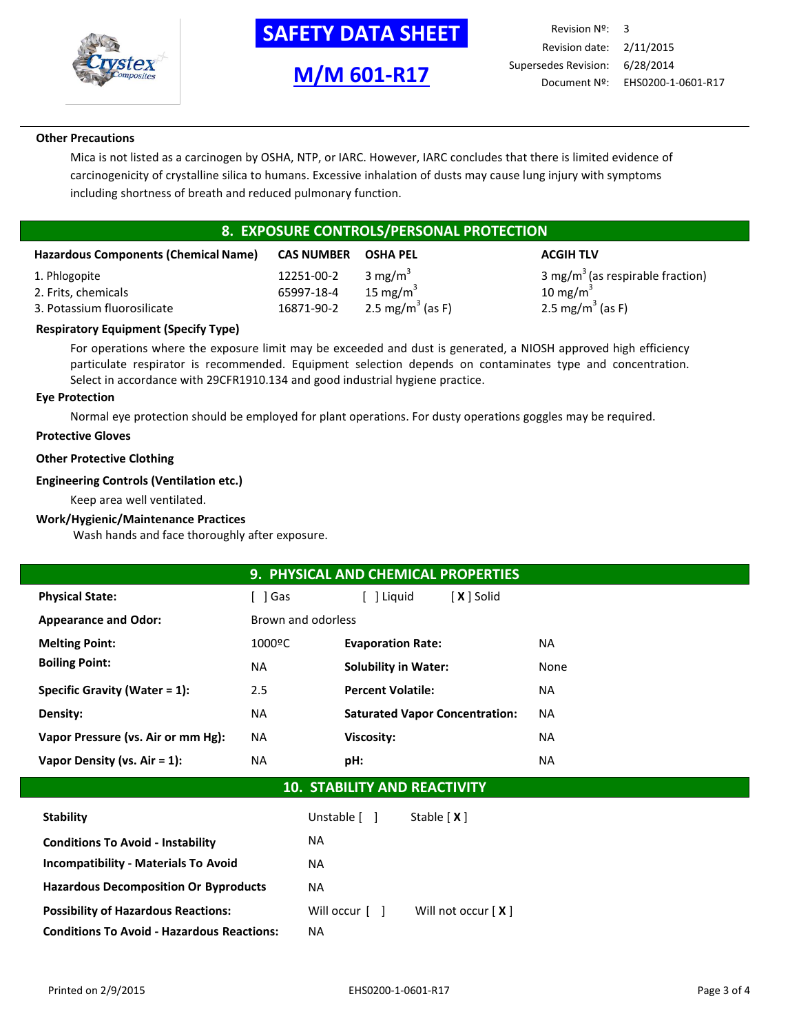**Other Precautions**

Mica is not listed as a carcinogen by OSHA, NTP, or IARC. However, IARC concludes that there is limited evidence of carcinogenicity of crystalline silica to humans. Excessive inhalation of dusts may cause lung injury with symptoms including shortness of breath and reduced pulmonary function.

## 8. EXPOSURE CONTROLS/PERSONAL PROTECTION

| Hazardous Components (Chemical Name) | CAS NUMBER | OSHA PEL | ACGIH TLV |
|---|---|---|---|
| 1. Phlogopite | 12251-00-2 | 3 $mg/m^3$ | 3 $mg/m^3$ (as respirable fraction) |
| 2. Frits, chemicals | 65997-18-4 | 15 $mg/m^3$ | 10 $mg/m^3$ |
| 3. Potassium fluorosilicate | 16871-90-2 | 2.5 $mg/m^3$ (as F) | 2.5 $mg/m^3$ (as F) |

**Respiratory Equipment (Specify Type)**

For operations where the exposure limit may be exceeded and dust is generated, a NIOSH approved high efficiency particulate respirator is recommended. Equipment selection depends on contaminates type and concentration. Select in accordance with 29CFR1910.134 and good industrial hygiene practice.

**Eye Protection**

Normal eye protection should be employed for plant operations. For dusty operations goggles may be required.

**Protective Gloves**

**Other Protective Clothing**

**Engineering Controls (Ventilation etc.)**

Keep area well ventilated.

**Work/Hygienic/Maintenance Practices**

Wash hands and face thoroughly after exposure.

## 9. PHYSICAL AND CHEMICAL PROPERTIES

**Physical State:** [ ] Gas [ ] Liquid [ **X** ] Solid

**Appearance and Odor:** Brown and odorless

| | | | |
|---|---|---|---|
| **Melting Point:** | 1000ºC | **Evaporation Rate:** | NA |
| **Boiling Point:** | NA | **Solubility in Water:** | None |
| **Specific Gravity (Water = 1):** | 2.5 | **Percent Volatile:** | NA |
| **Density:** | NA | **Saturated Vapor Concentration:** | NA |
| **Vapor Pressure (vs. Air or mm Hg):** | NA | **Viscosity:** | NA |
| **Vapor Density (vs. Air = 1):** | NA | **pH:** | NA |

## 10. STABILITY AND REACTIVITY

| | | |
|---|---|---|
| **Stability** | Unstable [ ] | Stable [ **X** ] |
| **Conditions To Avoid - Instability** | NA | |
| **Incompatibility - Materials To Avoid** | NA | |
| **Hazardous Decomposition Or Byproducts** | NA | |
| **Possibility of Hazardous Reactions:** | Will occur [ ] | Will not occur [ **X** ] |
| **Conditions To Avoid - Hazardous Reactions:** | NA | |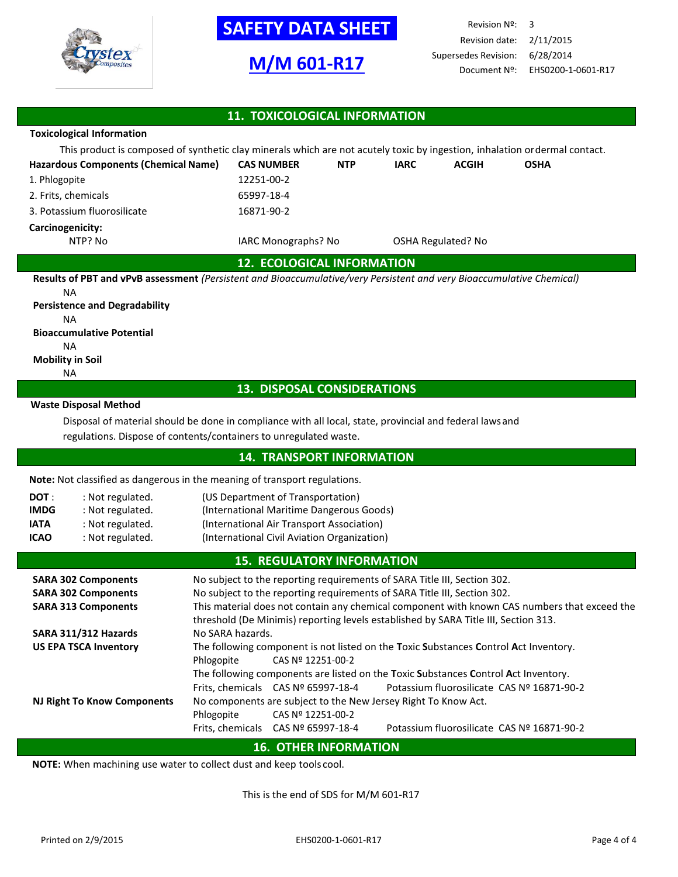## 11. TOXICOLOGICAL INFORMATION

**Toxicological Information**

This product is composed of synthetic clay minerals which are not acutely toxic by ingestion, inhalation ordermal contact.

| Hazardous Components (Chemical Name) | CAS NUMBER | NTP | IARC | ACGIH | OSHA |
|---|---|---|---|---|---|
| 1. Phlogopite | 12251-00-2 | | | | |
| 2. Frits, chemicals | 65997-18-4 | | | | |
| 3. Potassium fluorosilicate | 16871-90-2 | | | | |

**Carcinogenicity:**

NTP? No IARC Monographs? No OSHA Regulated? No

## 12. ECOLOGICAL INFORMATION

**Results of PBT and vPvB assessment** *(Persistent and Bioaccumulative/very Persistent and very Bioaccumulative Chemical)*

NA

**Persistence and Degradability**

NA

**Bioaccumulative Potential**

NA

**Mobility in Soil**

NA

## 13. DISPOSAL CONSIDERATIONS

**Waste Disposal Method**

Disposal of material should be done in compliance with all local, state, provincial and federal laws and regulations. Dispose of contents/containers to unregulated waste.

## 14. TRANSPORT INFORMATION

**Note:** Not classified as dangerous in the meaning of transport regulations.

| | | |
|---|---|---|
| **DOT** : | : Not regulated. | (US Department of Transportation) |
| **IMDG** | : Not regulated. | (International Maritime Dangerous Goods) |
| **IATA** | : Not regulated. | (International Air Transport Association) |
| **ICAO** | : Not regulated. | (International Civil Aviation Organization) |

## 15. REGULATORY INFORMATION

**SARA 302 Components** No subject to the reporting requirements of SARA Title III, Section 302.

**SARA 302 Components** No subject to the reporting requirements of SARA Title III, Section 302.

**SARA 313 Components** This material does not contain any chemical component with known CAS numbers that exceed the threshold (De Minimis) reporting levels established by SARA Title III, Section 313.

**SARA 311/312 Hazards** No SARA hazards.

**US EPA TSCA Inventory** The following component is not listed on the **T**oxic **S**ubstances **C**ontrol **A**ct Inventory.

Phlogopite CAS Nº 12251-00-2

The following components are listed on the **T**oxic **S**ubstances **C**ontrol **A**ct Inventory.

Frits, chemicals CAS Nº 65997-18-4 Potassium fluorosilicate CAS Nº 16871-90-2

**NJ Right To Know Components** No components are subject to the New Jersey Right To Know Act.

Phlogopite CAS Nº 12251-00-2

Frits, chemicals CAS Nº 65997-18-4 Potassium fluorosilicate CAS Nº 16871-90-2

## 16. OTHER INFORMATION

**NOTE:** When machining use water to collect dust and keep tools cool.

This is the end of SDS for M/M 601-R17